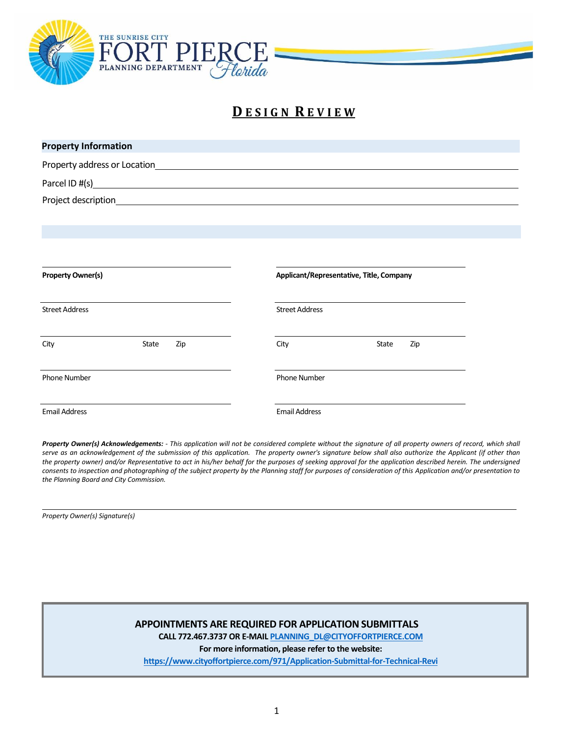THE SUNRISE CITY
FORT PIERCE
PLANNING DEPARTMENT
*Florida*

# DESIGN REVIEW

**Property Information**

Property address or Location\_\_\_\_\_\_\_\_\_\_\_\_\_\_\_\_\_\_\_\_\_\_\_\_\_\_\_\_\_\_\_\_\_\_\_\_\_\_\_\_\_\_\_\_\_\_\_\_\_\_\_\_\_\_\_\_

Parcel ID #(s)\_\_\_\_\_\_\_\_\_\_\_\_\_\_\_\_\_\_\_\_\_\_\_\_\_\_\_\_\_\_\_\_\_\_\_\_\_\_\_\_\_\_\_\_\_\_\_\_\_\_\_\_\_\_\_\_\_\_\_\_\_\_\_\_\_\_

Project description\_\_\_\_\_\_\_\_\_\_\_\_\_\_\_\_\_\_\_\_\_\_\_\_\_\_\_\_\_\_\_\_\_\_\_\_\_\_\_\_\_\_\_\_\_\_\_\_\_\_\_\_\_\_\_\_\_\_\_\_\_

| | |
|---|---|
| **Property Owner(s)** | **Applicant/Representative, Title, Company** |
| Street Address | Street Address |
| City State Zip | City State Zip |
| Phone Number | Phone Number |
| Email Address | Email Address |

***Property Owner(s) Acknowledgements:*** *- This application will not be considered complete without the signature of all property owners of record, which shall serve as an acknowledgement of the submission of this application. The property owner's signature below shall also authorize the Applicant (if other than the property owner) and/or Representative to act in his/her behalf for the purposes of seeking approval for the application described herein. The undersigned consents to inspection and photographing of the subject property by the Planning staff for purposes of consideration of this Application and/or presentation to the Planning Board and City Commission.*

\_\_\_\_\_\_\_\_\_\_\_\_\_\_\_\_\_\_\_\_\_\_\_\_\_\_\_\_\_\_\_\_\_\_\_\_\_\_\_\_\_\_\_\_\_\_\_\_\_\_\_\_\_\_\_\_\_\_\_\_\_\_\_\_\_\_\_\_\_\_\_\_

*Property Owner(s) Signature(s)*

**APPOINTMENTS ARE REQUIRED FOR APPLICATION SUBMITTALS**

**CALL 772.467.3737 OR E-MAIL [PLANNING_DL@CITYOFFORTPIERCE.COM](mailto:PLANNING_DL@CITYOFFORTPIERCE.COM)**

**For more information, please refer to the website:**

**[https://www.cityoffortpierce.com/971/Application-Submittal-for-Technical-Revi](https://www.cityoffortpierce.com/971/Application-Submittal-for-Technical-Revi)**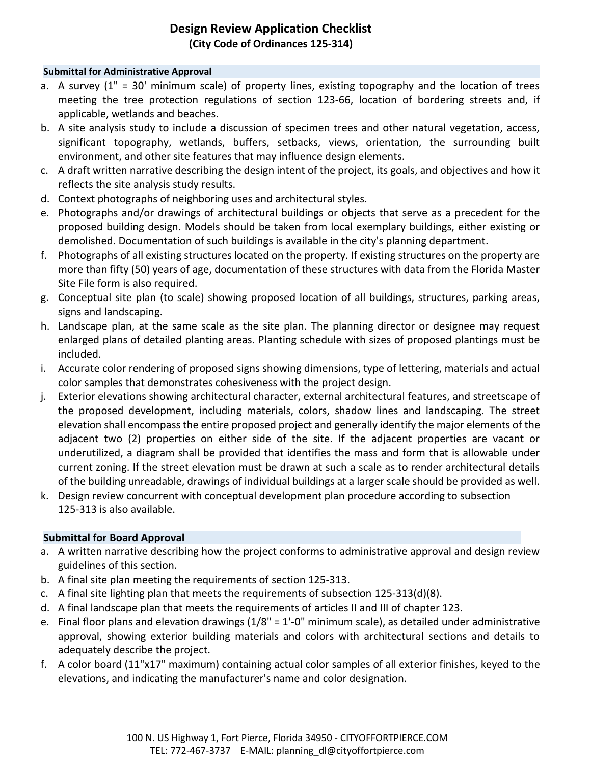# Design Review Application Checklist

**(City Code of Ordinances 125-314)**

## Submittal for Administrative Approval

a. A survey (1" = 30' minimum scale) of property lines, existing topography and the location of trees meeting the tree protection regulations of section 123-66, location of bordering streets and, if applicable, wetlands and beaches.

b. A site analysis study to include a discussion of specimen trees and other natural vegetation, access, significant topography, wetlands, buffers, setbacks, views, orientation, the surrounding built environment, and other site features that may influence design elements.

c. A draft written narrative describing the design intent of the project, its goals, and objectives and how it reflects the site analysis study results.

d. Context photographs of neighboring uses and architectural styles.

e. Photographs and/or drawings of architectural buildings or objects that serve as a precedent for the proposed building design. Models should be taken from local exemplary buildings, either existing or demolished. Documentation of such buildings is available in the city's planning department.

f. Photographs of all existing structures located on the property. If existing structures on the property are more than fifty (50) years of age, documentation of these structures with data from the Florida Master Site File form is also required.

g. Conceptual site plan (to scale) showing proposed location of all buildings, structures, parking areas, signs and landscaping.

h. Landscape plan, at the same scale as the site plan. The planning director or designee may request enlarged plans of detailed planting areas. Planting schedule with sizes of proposed plantings must be included.

i. Accurate color rendering of proposed signs showing dimensions, type of lettering, materials and actual color samples that demonstrates cohesiveness with the project design.

j. Exterior elevations showing architectural character, external architectural features, and streetscape of the proposed development, including materials, colors, shadow lines and landscaping. The street elevation shall encompass the entire proposed project and generally identify the major elements of the adjacent two (2) properties on either side of the site. If the adjacent properties are vacant or underutilized, a diagram shall be provided that identifies the mass and form that is allowable under current zoning. If the street elevation must be drawn at such a scale as to render architectural details of the building unreadable, drawings of individual buildings at a larger scale should be provided as well.

k. Design review concurrent with conceptual development plan procedure according to subsection 125-313 is also available.

## Submittal for Board Approval

a. A written narrative describing how the project conforms to administrative approval and design review guidelines of this section.

b. A final site plan meeting the requirements of section 125-313.

c. A final site lighting plan that meets the requirements of subsection 125-313(d)(8).

d. A final landscape plan that meets the requirements of articles II and III of chapter 123.

e. Final floor plans and elevation drawings (1/8" = 1'-0" minimum scale), as detailed under administrative approval, showing exterior building materials and colors with architectural sections and details to adequately describe the project.

f. A color board (11"x17" maximum) containing actual color samples of all exterior finishes, keyed to the elevations, and indicating the manufacturer's name and color designation.

100 N. US Highway 1, Fort Pierce, Florida 34950 - CITYOFFORTPIERCE.COM
TEL: 772-467-3737 E-MAIL: planning_dl@cityoffortpierce.com